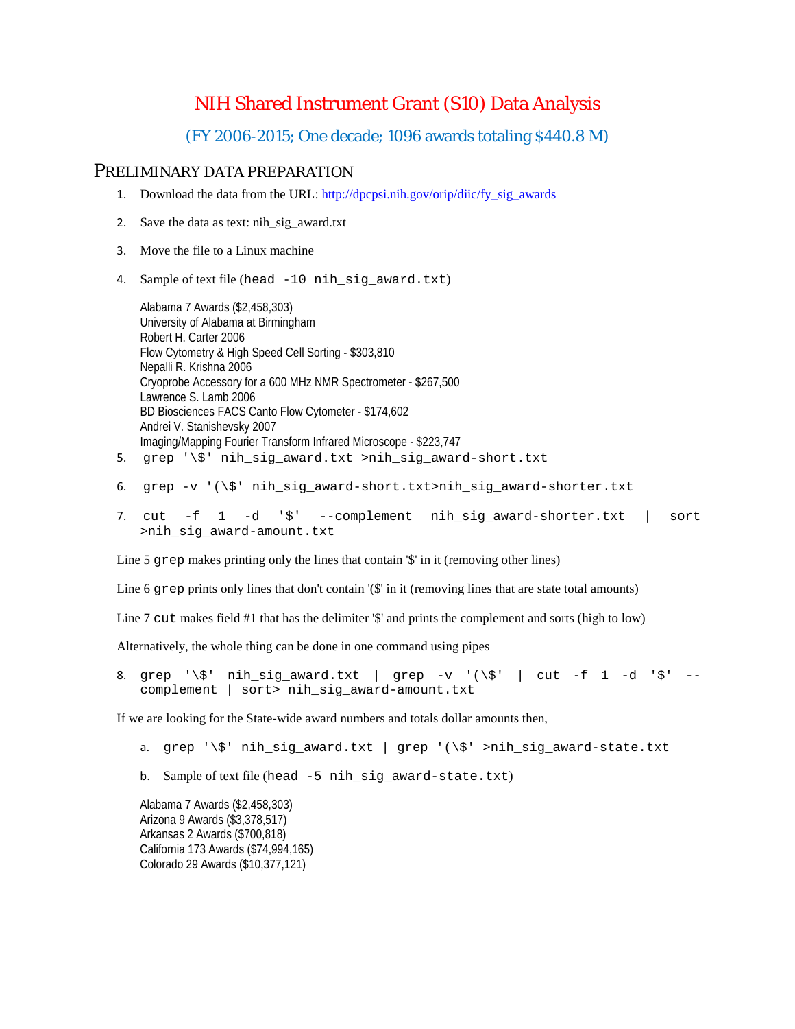# NIH Shared Instrument Grant (S10) Data Analysis

## (FY 2006-2015; One decade; 1096 awards totaling $440.8 M)

## PRELIMINARY DATA PREPARATION

1. Download the data from the URL: [http://dpcpsi.nih.gov/orip/diic/fy_sig_awards](http://dpcpsi.nih.gov/orip/diic/fy_sig_awards)
2. Save the data as text: nih_sig_award.txt
3. Move the file to a Linux machine
4. Sample of text file (`head -10 nih_sig_award.txt`)

```
Alabama 7 Awards ($2,458,303)
University of Alabama at Birmingham
Robert H. Carter 2006
Flow Cytometry & High Speed Cell Sorting - $303,810
Nepalli R. Krishna 2006
Cryoprobe Accessory for a 600 MHz NMR Spectrometer - $267,500
Lawrence S. Lamb 2006
BD Biosciences FACS Canto Flow Cytometer - $174,602
Andrei V. Stanishevsky 2007
Imaging/Mapping Fourier Transform Infrared Microscope - $223,747
```

5. `grep '\$' nih_sig_award.txt >nih_sig_award-short.txt`
6. `grep -v '(\$' nih_sig_award-short.txt>nih_sig_award-shorter.txt`
7. `cut -f 1 -d '$' --complement nih_sig_award-shorter.txt | sort >nih_sig_award-amount.txt`

Line 5 `grep` makes printing only the lines that contain '$' in it (removing other lines)

Line 6 `grep` prints only lines that don't contain '($' in it (removing lines that are state total amounts)

Line 7 `cut` makes field #1 that has the delimiter '$' and prints the complement and sorts (high to low)

Alternatively, the whole thing can be done in one command using pipes

8. `grep '\$' nih_sig_award.txt | grep -v '(\$' | cut -f 1 -d '$' --complement | sort> nih_sig_award-amount.txt`

If we are looking for the State-wide award numbers and totals dollar amounts then,

a. `grep '\$' nih_sig_award.txt | grep '(\$' >nih_sig_award-state.txt`
b. Sample of text file (`head -5 nih_sig_award-state.txt`)

```
Alabama 7 Awards ($2,458,303)
Arizona 9 Awards ($3,378,517)
Arkansas 2 Awards ($700,818)
California 173 Awards ($74,994,165)
Colorado 29 Awards ($10,377,121)
```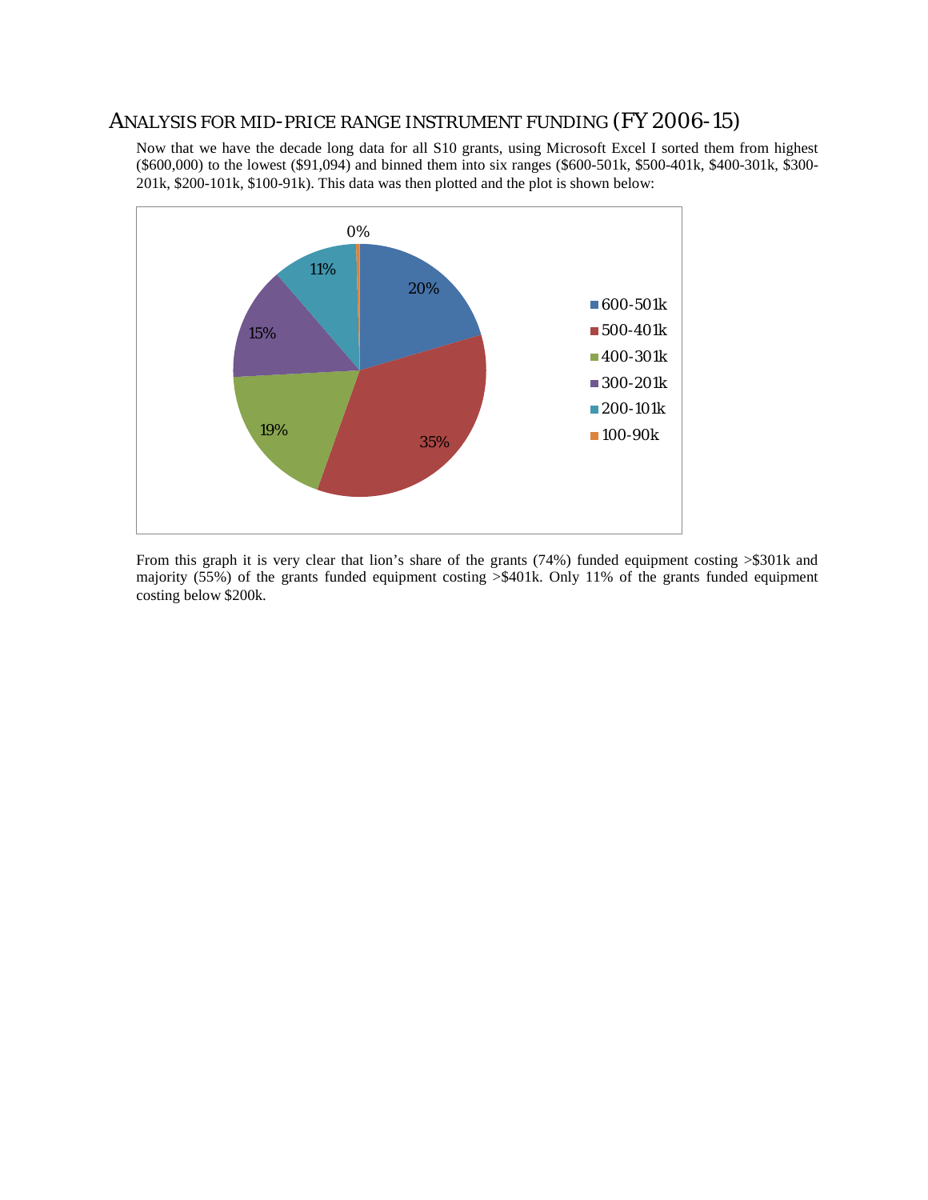## ANALYSIS FOR MID-PRICE RANGE INSTRUMENT FUNDING (FY 2006-15)

Now that we have the decade long data for all S10 grants, using Microsoft Excel I sorted them from highest ($600,000) to the lowest ($91,094) and binned them into six ranges ($600-501k, $500-401k, $400-301k, $300-201k, $200-101k, $100-91k). This data was then plotted and the plot is shown below:

| Range | Share |
|---|---|
| 600-501k | 20% |
| 500-401k | 35% |
| 400-301k | 19% |
| 300-201k | 15% |
| 200-101k | 11% |
| 100-90k | 0% |

From this graph it is very clear that lion's share of the grants (74%) funded equipment costing >$301k and majority (55%) of the grants funded equipment costing >$401k. Only 11% of the grants funded equipment costing below $200k.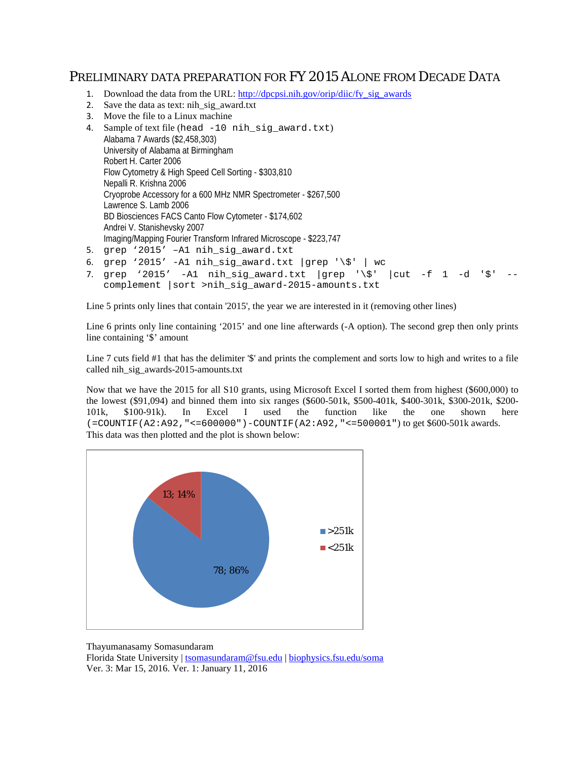# PRELIMINARY DATA PREPARATION FOR FY 2015 ALONE FROM DECADE DATA

1. Download the data from the URL: http://dpcpsi.nih.gov/orip/diic/fy_sig_awards
2. Save the data as text: nih_sig_award.txt
3. Move the file to a Linux machine
4. Sample of text file (`head -10 nih_sig_award.txt`)
   Alabama 7 Awards ($2,458,303)
   University of Alabama at Birmingham
   Robert H. Carter 2006
   Flow Cytometry & High Speed Cell Sorting - $303,810
   Nepalli R. Krishna 2006
   Cryoprobe Accessory for a 600 MHz NMR Spectrometer - $267,500
   Lawrence S. Lamb 2006
   BD Biosciences FACS Canto Flow Cytometer - $174,602
   Andrei V. Stanishevsky 2007
   Imaging/Mapping Fourier Transform Infrared Microscope - $223,747
5. `grep '2015' –A1 nih_sig_award.txt`
6. `grep '2015' -A1 nih_sig_award.txt |grep '\$' | wc`
7. `grep '2015' -A1 nih_sig_award.txt |grep '\$' |cut -f 1 -d '$' --complement |sort >nih_sig_award-2015-amounts.txt`

Line 5 prints only lines that contain '2015', the year we are interested in it (removing other lines)

Line 6 prints only line containing '2015' and one line afterwards (-A option). The second grep then only prints line containing '$' amount

Line 7 cuts field #1 that has the delimiter '$' and prints the complement and sorts low to high and writes to a file called nih_sig_awards-2015-amounts.txt

Now that we have the 2015 for all S10 grants, using Microsoft Excel I sorted them from highest ($600,000) to the lowest ($91,094) and binned them into six ranges ($600-501k, $500-401k, $400-301k, $300-201k, $200-101k, $100-91k). In Excel I used the function like the one shown here (`=COUNTIF(A2:A92,"<=600000")-COUNTIF(A2:A92,"<=500001"`) to get $600-501k awards. This data was then plotted and the plot is shown below:

13; 14%

78; 86%

>251k

<251k

Thayumanasamy Somasundaram
Florida State University | tsomasundaram@fsu.edu | biophysics.fsu.edu/soma
Ver. 3: Mar 15, 2016. Ver. 1: January 11, 2016